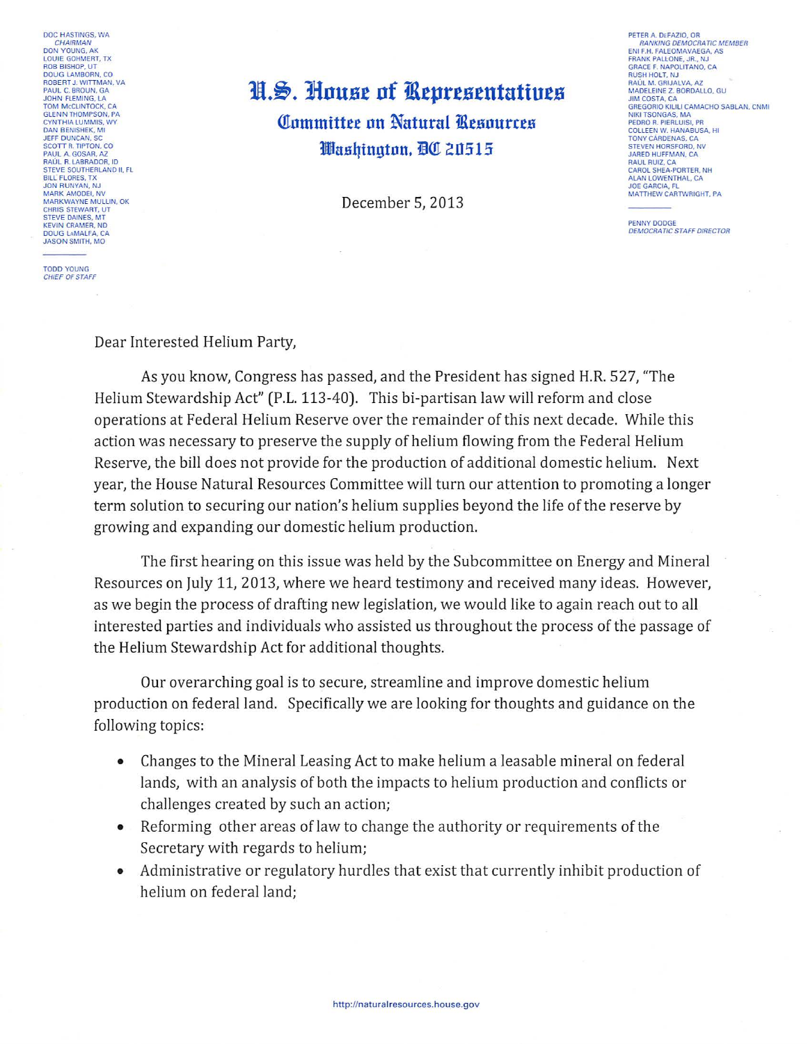DOC HASTINGS, WA
*CHAIRMAN*
DON YOUNG, AK
LOUIE GOHMERT, TX
ROB BISHOP, UT
DOUG LAMBORN, CO
ROBERT J. WITTMAN, VA
PAUL C. BROUN, GA
JOHN FLEMING, LA
TOM McCLINTOCK, CA
GLENN THOMPSON, PA
CYNTHIA LUMMIS, WY
DAN BENISHEK, MI
JEFF DUNCAN, SC
SCOTT R. TIPTON, CO
PAUL A. GOSAR, AZ
RAÚL R. LABRADOR, ID
STEVE SOUTHERLAND II, FL
BILL FLORES, TX
JON RUNYAN, NJ
MARK AMODEI, NV
MARKWAYNE MULLIN, OK
CHRIS STEWART, UT
STEVE DAINES, MT
KEVIN CRAMER, ND
DOUG LaMALFA, CA
JASON SMITH, MO

TODD YOUNG
*CHIEF OF STAFF*

# U.S. House of Representatives

## Committee on Natural Resources

### Washington, DC 20515

PETER A. DeFAZIO, OR
*RANKING DEMOCRATIC MEMBER*
ENI F.H. FALEOMAVAEGA, AS
FRANK PALLONE, JR., NJ
GRACE F. NAPOLITANO, CA
RUSH HOLT, NJ
RAÚL M. GRIJALVA, AZ
MADELEINE Z. BORDALLO, GU
JIM COSTA, CA
GREGORIO KILILI CAMACHO SABLAN, CNMI
NIKI TSONGAS, MA
PEDRO R. PIERLUISI, PR
COLLEEN W. HANABUSA, HI
TONY CÁRDENAS, CA
STEVEN HORSFORD, NV
JARED HUFFMAN, CA
RAUL RUIZ, CA
CAROL SHEA-PORTER, NH
ALAN LOWENTHAL, CA
JOE GARCIA, FL
MATTHEW CARTWRIGHT, PA

PENNY DODGE
*DEMOCRATIC STAFF DIRECTOR*

December 5, 2013

Dear Interested Helium Party,

As you know, Congress has passed, and the President has signed H.R. 527, "The Helium Stewardship Act" (P.L. 113-40). This bi-partisan law will reform and close operations at Federal Helium Reserve over the remainder of this next decade. While this action was necessary to preserve the supply of helium flowing from the Federal Helium Reserve, the bill does not provide for the production of additional domestic helium. Next year, the House Natural Resources Committee will turn our attention to promoting a longer term solution to securing our nation's helium supplies beyond the life of the reserve by growing and expanding our domestic helium production.

The first hearing on this issue was held by the Subcommittee on Energy and Mineral Resources on July 11, 2013, where we heard testimony and received many ideas. However, as we begin the process of drafting new legislation, we would like to again reach out to all interested parties and individuals who assisted us throughout the process of the passage of the Helium Stewardship Act for additional thoughts.

Our overarching goal is to secure, streamline and improve domestic helium production on federal land. Specifically we are looking for thoughts and guidance on the following topics:

- Changes to the Mineral Leasing Act to make helium a leasable mineral on federal lands, with an analysis of both the impacts to helium production and conflicts or challenges created by such an action;
- Reforming other areas of law to change the authority or requirements of the Secretary with regards to helium;
- Administrative or regulatory hurdles that exist that currently inhibit production of helium on federal land;

http://naturalresources.house.gov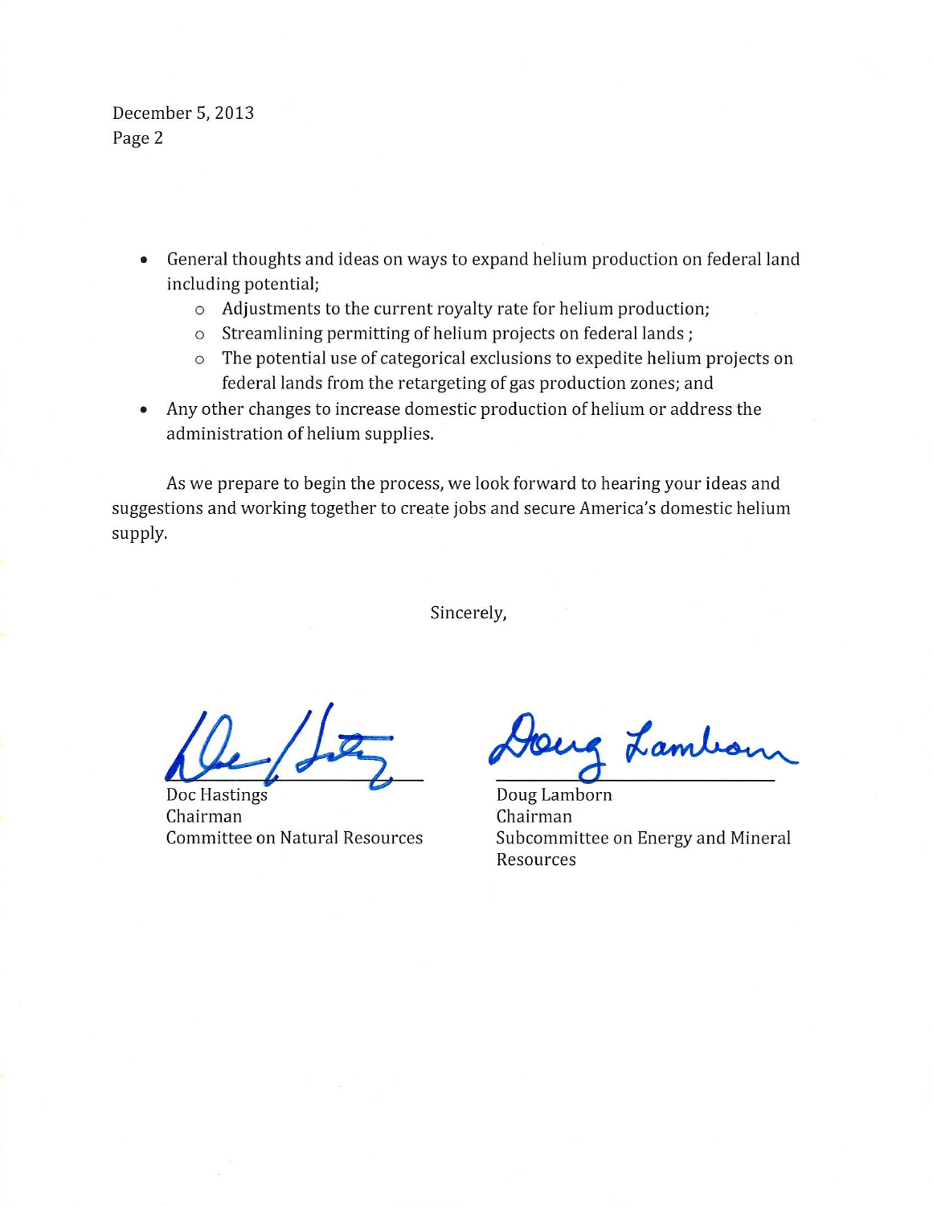- General thoughts and ideas on ways to expand helium production on federal land including potential;
  - Adjustments to the current royalty rate for helium production;
  - Streamlining permitting of helium projects on federal lands ;
  - The potential use of categorical exclusions to expedite helium projects on federal lands from the retargeting of gas production zones; and
- Any other changes to increase domestic production of helium or address the administration of helium supplies.

As we prepare to begin the process, we look forward to hearing your ideas and suggestions and working together to create jobs and secure America's domestic helium supply.

Sincerely,

Doc Hastings
Chairman
Committee on Natural Resources

Doug Lamborn
Chairman
Subcommittee on Energy and Mineral Resources